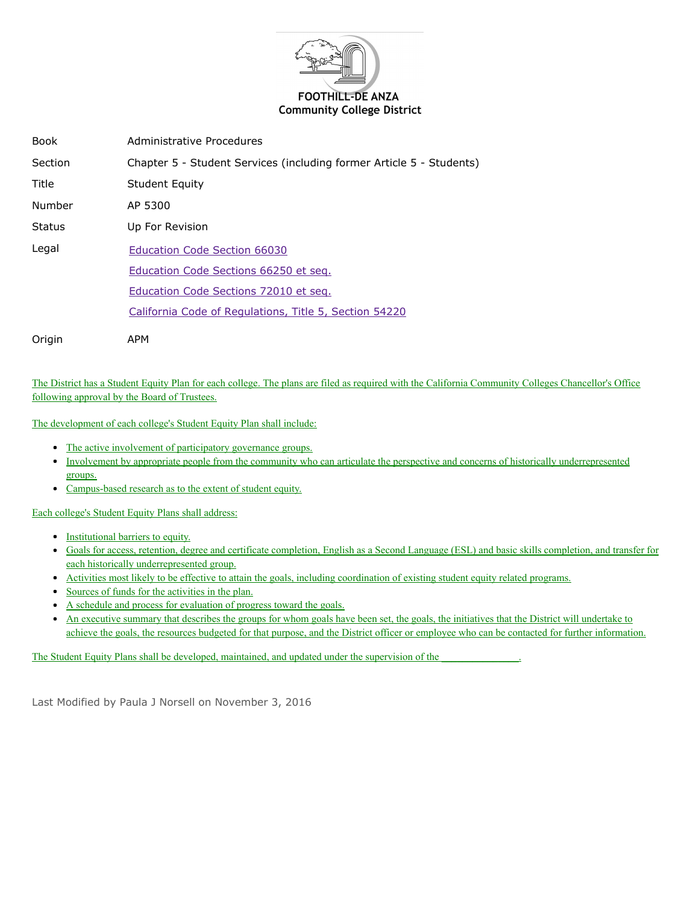FOOTHILL-DE ANZA
Community College District

| | |
|---|---|
| Book | Administrative Procedures |
| Section | Chapter 5 - Student Services (including former Article 5 - Students) |
| Title | Student Equity |
| Number | AP 5300 |
| Status | Up For Revision |
| Legal | Education Code Section 66030<br>Education Code Sections 66250 et seq.<br>Education Code Sections 72010 et seq.<br>California Code of Regulations, Title 5, Section 54220 |
| Origin | APM |

The District has a Student Equity Plan for each college. The plans are filed as required with the California Community Colleges Chancellor's Office following approval by the Board of Trustees.

The development of each college's Student Equity Plan shall include:

- The active involvement of participatory governance groups.
- Involvement by appropriate people from the community who can articulate the perspective and concerns of historically underrepresented groups.
- Campus-based research as to the extent of student equity.

Each college's Student Equity Plans shall address:

- Institutional barriers to equity.
- Goals for access, retention, degree and certificate completion, English as a Second Language (ESL) and basic skills completion, and transfer for each historically underrepresented group.
- Activities most likely to be effective to attain the goals, including coordination of existing student equity related programs.
- Sources of funds for the activities in the plan.
- A schedule and process for evaluation of progress toward the goals.
- An executive summary that describes the groups for whom goals have been set, the goals, the initiatives that the District will undertake to achieve the goals, the resources budgeted for that purpose, and the District officer or employee who can be contacted for further information.

The Student Equity Plans shall be developed, maintained, and updated under the supervision of the _______________.

Last Modified by Paula J Norsell on November 3, 2016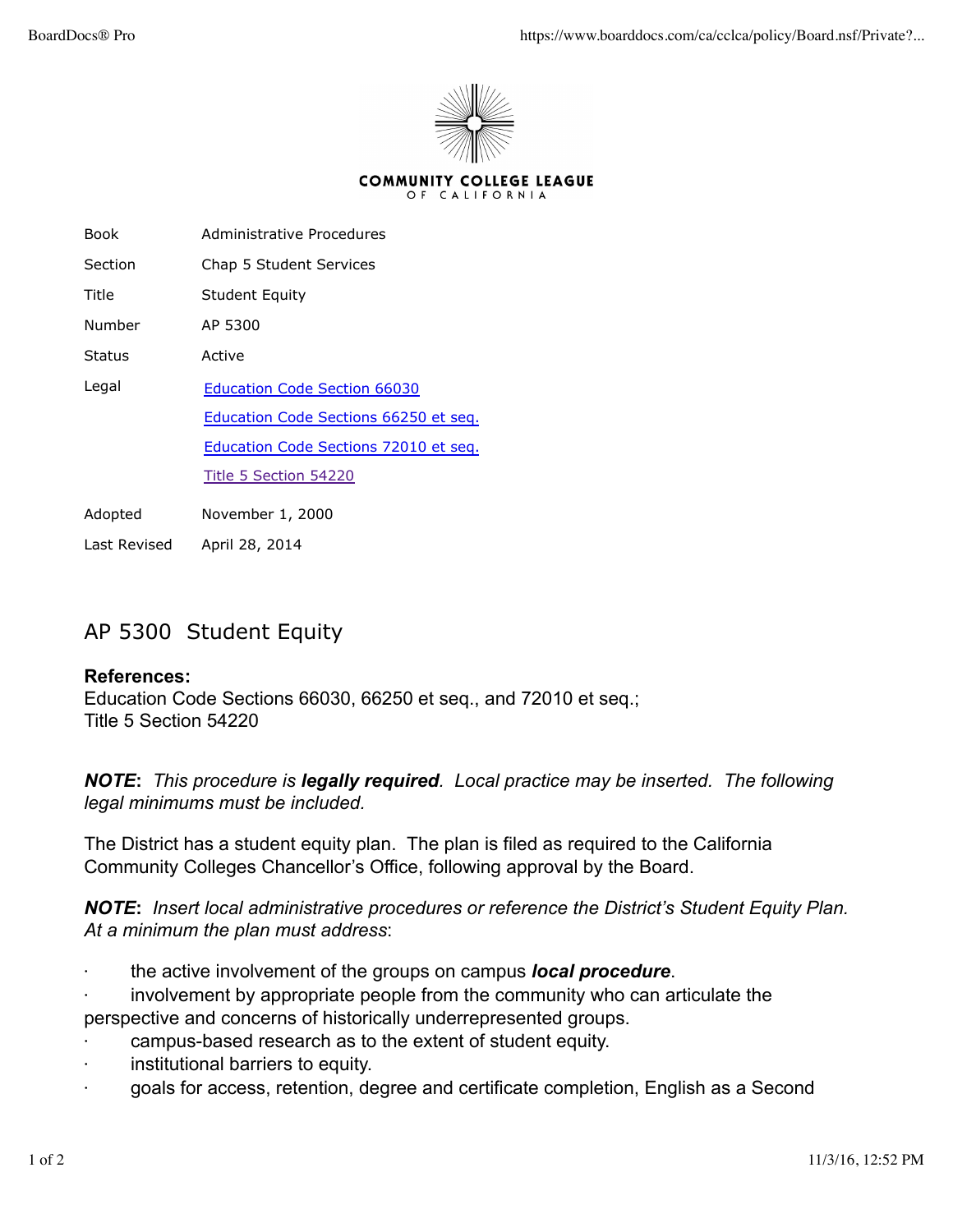Book Administrative Procedures

Section Chap 5 Student Services

Title Student Equity

Number AP 5300

Status Active

Legal [Education Code Section 66030](#)

[Education Code Sections 66250 et seq.](#)

[Education Code Sections 72010 et seq.](#)

[Title 5 Section 54220](#)

Adopted November 1, 2000

Last Revised April 28, 2014

# AP 5300 Student Equity

**References:**
Education Code Sections 66030, 66250 et seq., and 72010 et seq.;
Title 5 Section 54220

***NOTE*****:** *This procedure is* ***legally required****. Local practice may be inserted. The following legal minimums must be included.*

The District has a student equity plan. The plan is filed as required to the California Community Colleges Chancellor's Office, following approval by the Board.

***NOTE*****:** *Insert local administrative procedures or reference the District's Student Equity Plan. At a minimum the plan must address*:

- the active involvement of the groups on campus ***local procedure***.
- involvement by appropriate people from the community who can articulate the perspective and concerns of historically underrepresented groups.
- campus-based research as to the extent of student equity.
- institutional barriers to equity.
- goals for access, retention, degree and certificate completion, English as a Second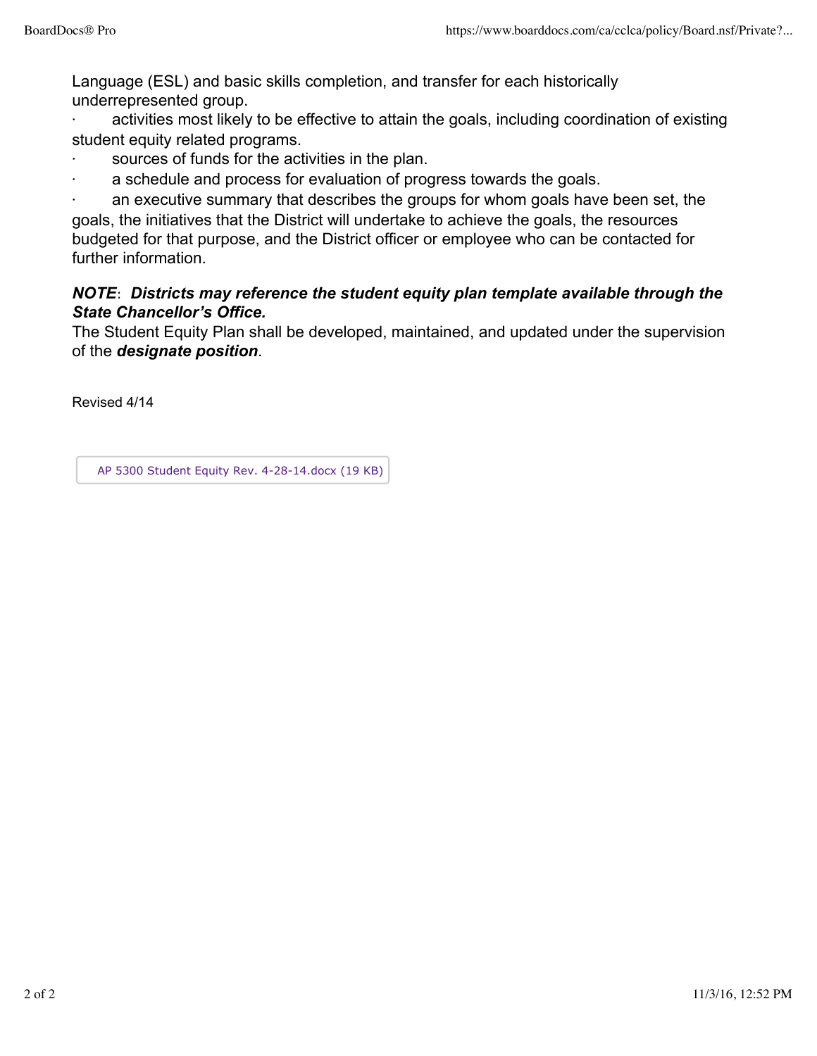Language (ESL) and basic skills completion, and transfer for each historically underrepresented group.

- activities most likely to be effective to attain the goals, including coordination of existing student equity related programs.
- sources of funds for the activities in the plan.
- a schedule and process for evaluation of progress towards the goals.
- an executive summary that describes the groups for whom goals have been set, the goals, the initiatives that the District will undertake to achieve the goals, the resources budgeted for that purpose, and the District officer or employee who can be contacted for further information.

***NOTE*: *Districts may reference the student equity plan template available through the State Chancellor's Office.***

The Student Equity Plan shall be developed, maintained, and updated under the supervision of the ***designate position***.

Revised 4/14

AP 5300 Student Equity Rev. 4-28-14.docx (19 KB)